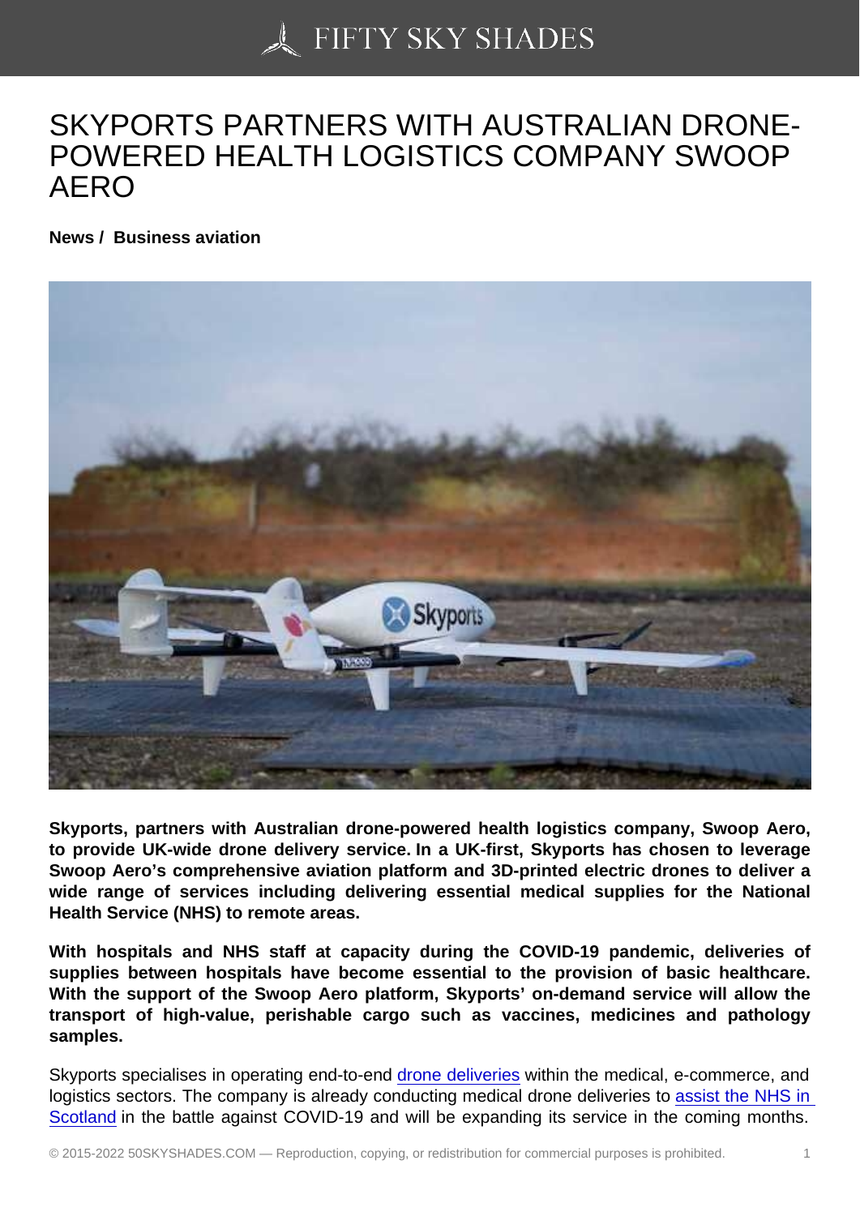# SKYPORTS PARTNERS WITH AUSTRALIAN DRONE-POWERED HEALTH LOGISTICS COMPANY SWOOP AERO

**News / Business aviation**

**Skyports, partners with Australian drone-powered health logistics company, Swoop Aero, to provide UK-wide drone delivery service. In a UK-first, Skyports has chosen to leverage Swoop Aero's comprehensive aviation platform and 3D-printed electric drones to deliver a wide range of services including delivering essential medical supplies for the National Health Service (NHS) to remote areas.**

**With hospitals and NHS staff at capacity during the COVID-19 pandemic, deliveries of supplies between hospitals have become essential to the provision of basic healthcare. With the support of the Swoop Aero platform, Skyports' on-demand service will allow the transport of high-value, perishable cargo such as vaccines, medicines and pathology samples.**

Skyports specialises in operating end-to-end [drone deliveries] within the medical, e-commerce, and logistics sectors. The company is already conducting medical drone deliveries to [assist the NHS in Scotland] in the battle against COVID-19 and will be expanding its service in the coming months.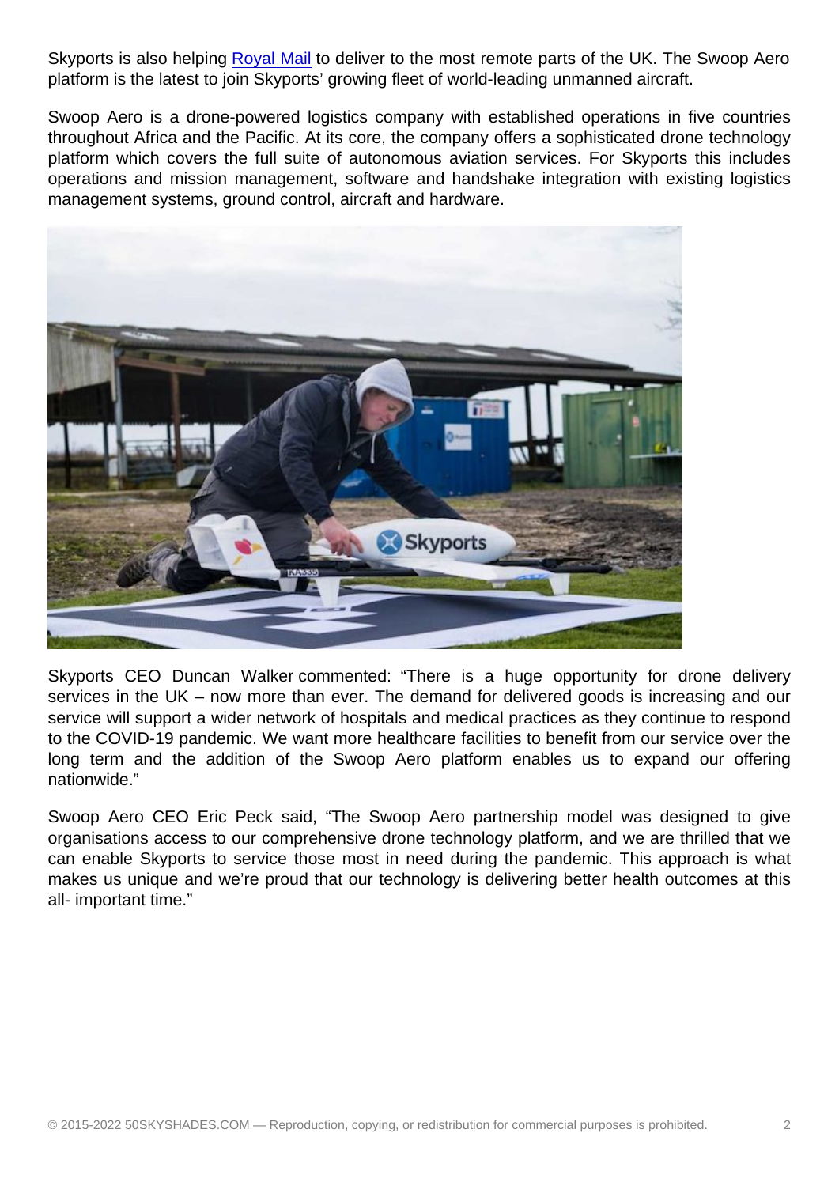Skyports is also helping [Royal Mail] to deliver to the most remote parts of the UK. The Swoop Aero platform is the latest to join Skyports' growing fleet of world-leading unmanned aircraft.

Swoop Aero is a drone-powered logistics company with established operations in five countries throughout Africa and the Pacific. At its core, the company offers a sophisticated drone technology platform which covers the full suite of autonomous aviation services. For Skyports this includes operations and mission management, software and handshake integration with existing logistics management systems, ground control, aircraft and hardware.

Skyports CEO Duncan Walker commented: "There is a huge opportunity for drone delivery services in the UK – now more than ever. The demand for delivered goods is increasing and our service will support a wider network of hospitals and medical practices as they continue to respond to the COVID-19 pandemic. We want more healthcare facilities to benefit from our service over the long term and the addition of the Swoop Aero platform enables us to expand our offering nationwide."

Swoop Aero CEO Eric Peck said, "The Swoop Aero partnership model was designed to give organisations access to our comprehensive drone technology platform, and we are thrilled that we can enable Skyports to service those most in need during the pandemic. This approach is what makes us unique and we're proud that our technology is delivering better health outcomes at this all- important time."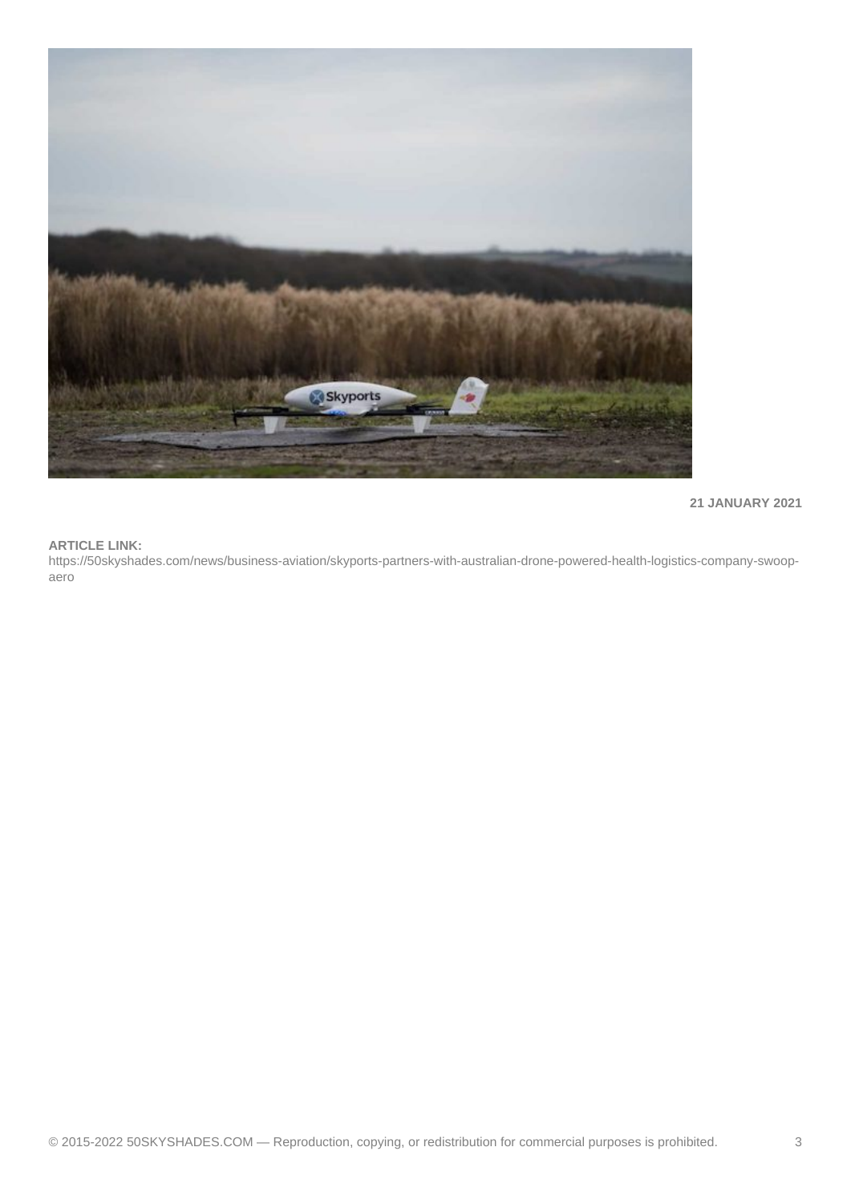**21 JANUARY 2021**

**ARTICLE LINK:**
https://50skyshades.com/news/business-aviation/skyports-partners-with-australian-drone-powered-health-logistics-company-swoop-aero